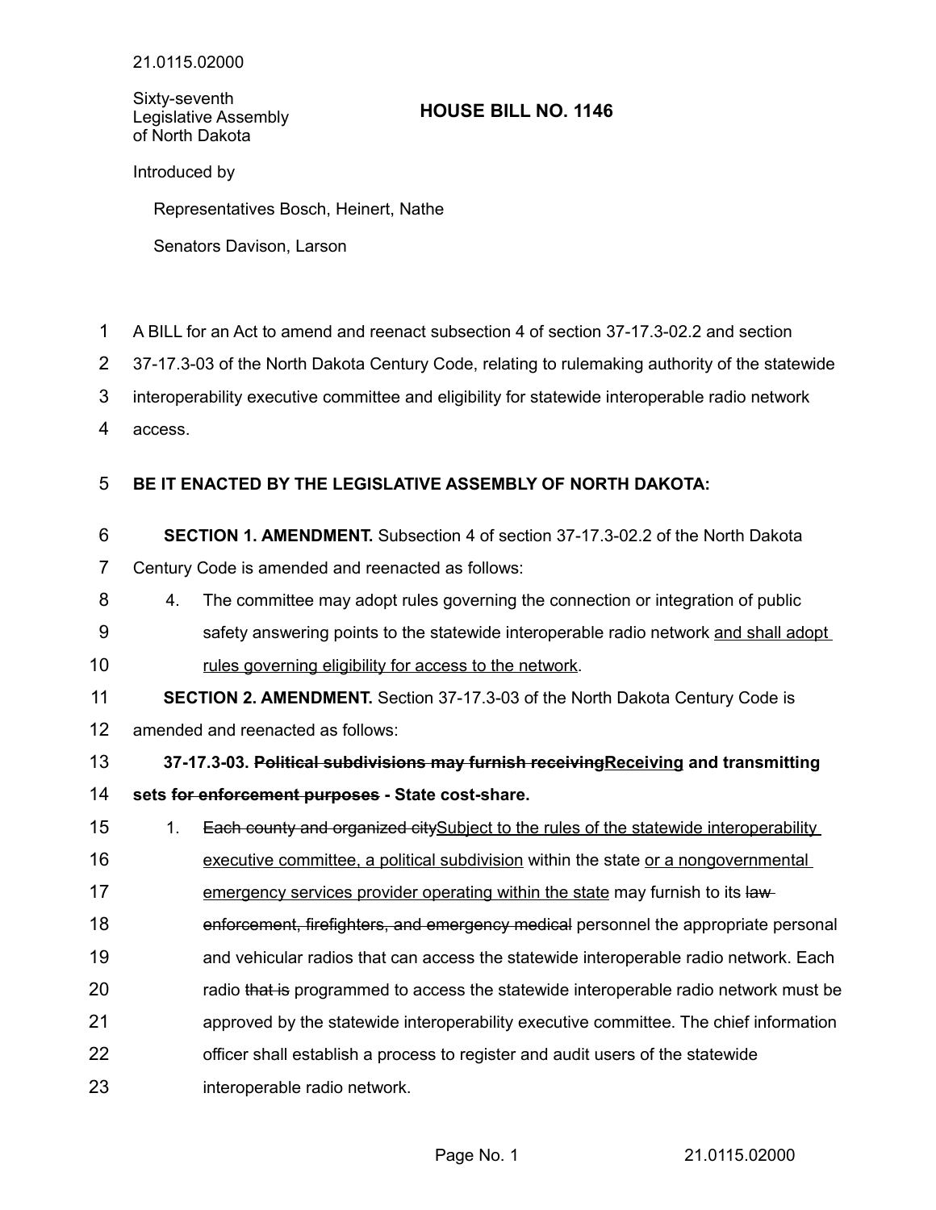21.0115.02000

Sixty-seventh Legislative Assembly of North Dakota

# HOUSE BILL NO. 1146

Introduced by

Representatives Bosch, Heinert, Nathe

Senators Davison, Larson

A BILL for an Act to amend and reenact subsection 4 of section 37-17.3-02.2 and section 37-17.3-03 of the North Dakota Century Code, relating to rulemaking authority of the statewide interoperability executive committee and eligibility for statewide interoperable radio network access.

**BE IT ENACTED BY THE LEGISLATIVE ASSEMBLY OF NORTH DAKOTA:**

**SECTION 1. AMENDMENT.** Subsection 4 of section 37-17.3-02.2 of the North Dakota Century Code is amended and reenacted as follows:

4. The committee may adopt rules governing the connection or integration of public safety answering points to the statewide interoperable radio network <u>and shall adopt rules governing eligibility for access to the network</u>.

**SECTION 2. AMENDMENT.** Section 37-17.3-03 of the North Dakota Century Code is amended and reenacted as follows:

**37-17.3-03. ~~Political subdivisions may furnish receiving~~<u>Receiving</u> and transmitting sets ~~for enforcement purposes~~ - State cost-share.**

1. ~~Each county and organized city~~<u>Subject to the rules of the statewide interoperability executive committee, a political subdivision</u> within the state <u>or a nongovernmental emergency services provider operating within the state</u> may furnish to its ~~law enforcement, firefighters, and emergency medical~~ personnel the appropriate personal and vehicular radios that can access the statewide interoperable radio network. Each radio ~~that is~~ programmed to access the statewide interoperable radio network must be approved by the statewide interoperability executive committee. The chief information officer shall establish a process to register and audit users of the statewide interoperable radio network.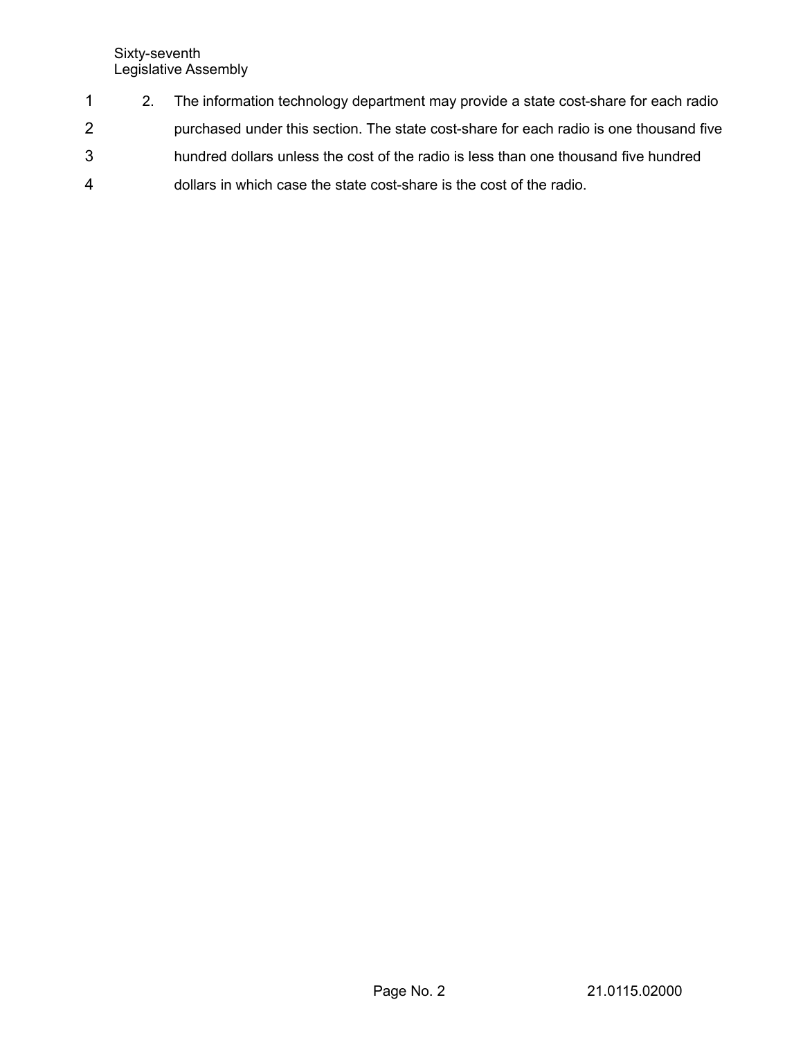2. The information technology department may provide a state cost-share for each radio purchased under this section. The state cost-share for each radio is one thousand five hundred dollars unless the cost of the radio is less than one thousand five hundred dollars in which case the state cost-share is the cost of the radio.